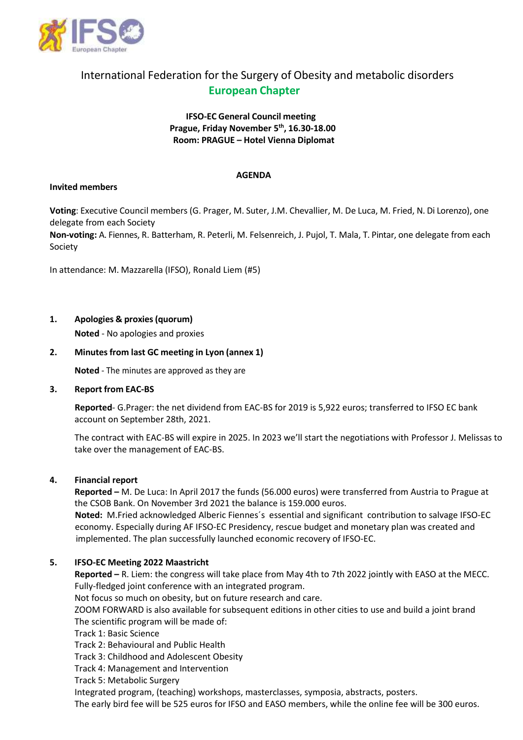# International Federation for the Surgery of Obesity and metabolic disorders

## European Chapter

**IFSO-EC General Council meeting**
**Prague, Friday November 5th, 16.30-18.00**
**Room: PRAGUE – Hotel Vienna Diplomat**

**AGENDA**

**Invited members**

**Voting**: Executive Council members (G. Prager, M. Suter, J.M. Chevallier, M. De Luca, M. Fried, N. Di Lorenzo), one delegate from each Society
**Non-voting:** A. Fiennes, R. Batterham, R. Peterli, M. Felsenreich, J. Pujol, T. Mala, T. Pintar, one delegate from each Society

In attendance: M. Mazzarella (IFSO), Ronald Liem (#5)

1. **Apologies & proxies (quorum)**

   **Noted** - No apologies and proxies

2. **Minutes from last GC meeting in Lyon (annex 1)**

   **Noted** - The minutes are approved as they are

3. **Report from EAC-BS**

   **Reported**- G.Prager: the net dividend from EAC-BS for 2019 is 5,922 euros; transferred to IFSO EC bank account on September 28th, 2021.

   The contract with EAC-BS will expire in 2025. In 2023 we'll start the negotiations with Professor J. Melissas to take over the management of EAC-BS.

4. **Financial report**
   **Reported –** M. De Luca: In April 2017 the funds (56.000 euros) were transferred from Austria to Prague at the CSOB Bank. On November 3rd 2021 the balance is 159.000 euros.
   **Noted:** M.Fried acknowledged Alberic Fiennes´s essential and significant contribution to salvage IFSO-EC economy. Especially during AF IFSO-EC Presidency, rescue budget and monetary plan was created and implemented. The plan successfully launched economic recovery of IFSO-EC.

5. **IFSO-EC Meeting 2022 Maastricht**
   **Reported –** R. Liem: the congress will take place from May 4th to 7th 2022 jointly with EASO at the MECC.
   Fully-fledged joint conference with an integrated program.
   Not focus so much on obesity, but on future research and care.
   ZOOM FORWARD is also available for subsequent editions in other cities to use and build a joint brand
   The scientific program will be made of:
   Track 1: Basic Science
   Track 2: Behavioural and Public Health
   Track 3: Childhood and Adolescent Obesity
   Track 4: Management and Intervention
   Track 5: Metabolic Surgery
   Integrated program, (teaching) workshops, masterclasses, symposia, abstracts, posters.
   The early bird fee will be 525 euros for IFSO and EASO members, while the online fee will be 300 euros.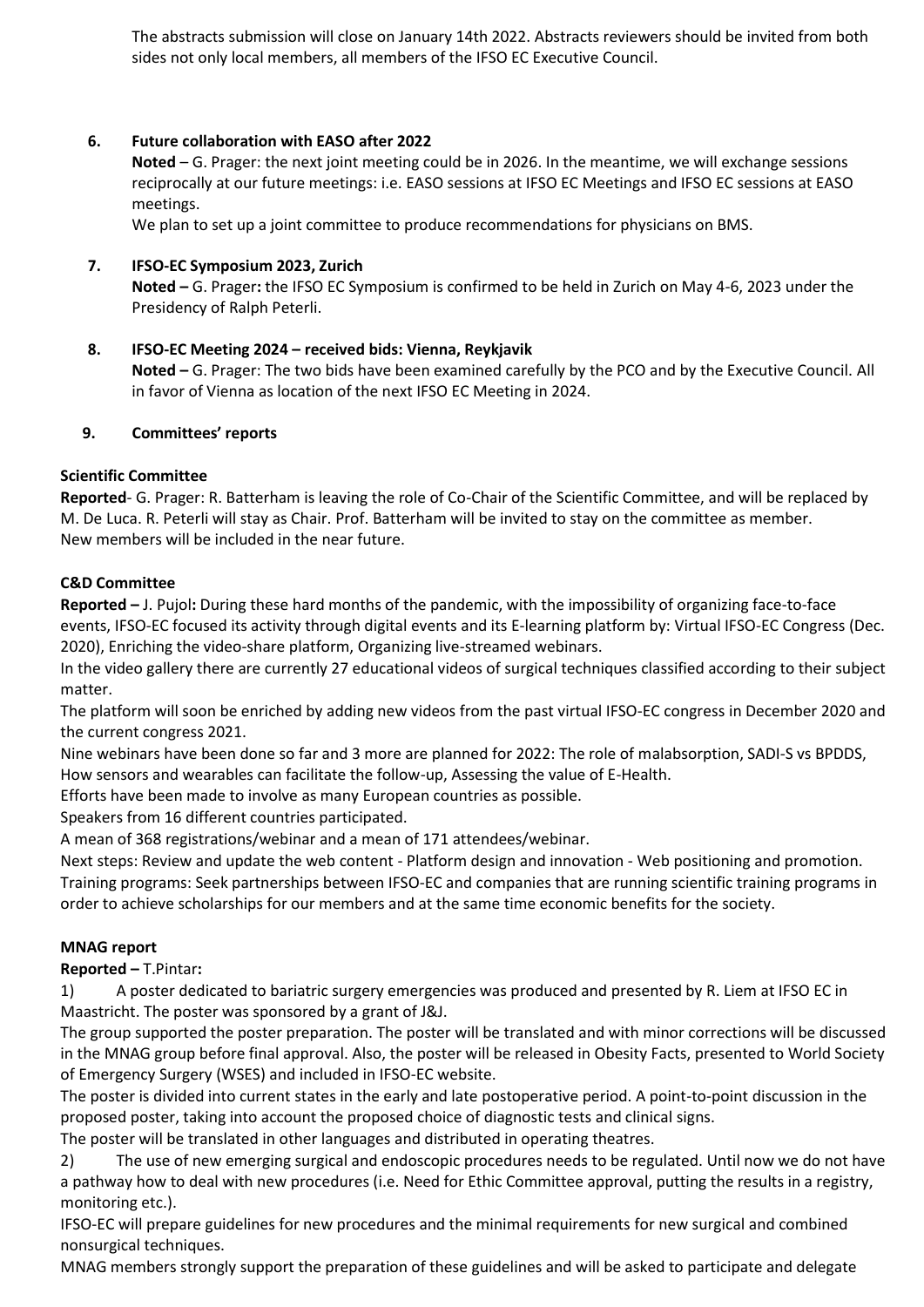The abstracts submission will close on January 14th 2022. Abstracts reviewers should be invited from both sides not only local members, all members of the IFSO EC Executive Council.

6. **Future collaboration with EASO after 2022**

   **Noted** – G. Prager: the next joint meeting could be in 2026. In the meantime, we will exchange sessions reciprocally at our future meetings: i.e. EASO sessions at IFSO EC Meetings and IFSO EC sessions at EASO meetings.

   We plan to set up a joint committee to produce recommendations for physicians on BMS.

7. **IFSO-EC Symposium 2023, Zurich**

   **Noted –** G. Prager**:** the IFSO EC Symposium is confirmed to be held in Zurich on May 4-6, 2023 under the Presidency of Ralph Peterli.

8. **IFSO-EC Meeting 2024 – received bids: Vienna, Reykjavik**

   **Noted –** G. Prager: The two bids have been examined carefully by the PCO and by the Executive Council. All in favor of Vienna as location of the next IFSO EC Meeting in 2024.

9. **Committees' reports**

**Scientific Committee**

**Reported**- G. Prager: R. Batterham is leaving the role of Co-Chair of the Scientific Committee, and will be replaced by M. De Luca. R. Peterli will stay as Chair. Prof. Batterham will be invited to stay on the committee as member.
New members will be included in the near future.

**C&D Committee**

**Reported –** J. Pujol**:** During these hard months of the pandemic, with the impossibility of organizing face-to-face events, IFSO-EC focused its activity through digital events and its E-learning platform by: Virtual IFSO-EC Congress (Dec. 2020), Enriching the video-share platform, Organizing live-streamed webinars.

In the video gallery there are currently 27 educational videos of surgical techniques classified according to their subject matter.

The platform will soon be enriched by adding new videos from the past virtual IFSO-EC congress in December 2020 and the current congress 2021.

Nine webinars have been done so far and 3 more are planned for 2022: The role of malabsorption, SADI-S vs BPDDS, How sensors and wearables can facilitate the follow-up, Assessing the value of E-Health.

Efforts have been made to involve as many European countries as possible.

Speakers from 16 different countries participated.

A mean of 368 registrations/webinar and a mean of 171 attendees/webinar.

Next steps: Review and update the web content - Platform design and innovation - Web positioning and promotion.
Training programs: Seek partnerships between IFSO-EC and companies that are running scientific training programs in order to achieve scholarships for our members and at the same time economic benefits for the society.

**MNAG report**

**Reported –** T.Pintar**:**

1) A poster dedicated to bariatric surgery emergencies was produced and presented by R. Liem at IFSO EC in Maastricht. The poster was sponsored by a grant of J&J.

The group supported the poster preparation. The poster will be translated and with minor corrections will be discussed in the MNAG group before final approval. Also, the poster will be released in Obesity Facts, presented to World Society of Emergency Surgery (WSES) and included in IFSO-EC website.

The poster is divided into current states in the early and late postoperative period. A point-to-point discussion in the proposed poster, taking into account the proposed choice of diagnostic tests and clinical signs.

The poster will be translated in other languages and distributed in operating theatres.

2) The use of new emerging surgical and endoscopic procedures needs to be regulated. Until now we do not have a pathway how to deal with new procedures (i.e. Need for Ethic Committee approval, putting the results in a registry, monitoring etc.).

IFSO-EC will prepare guidelines for new procedures and the minimal requirements for new surgical and combined nonsurgical techniques.

MNAG members strongly support the preparation of these guidelines and will be asked to participate and delegate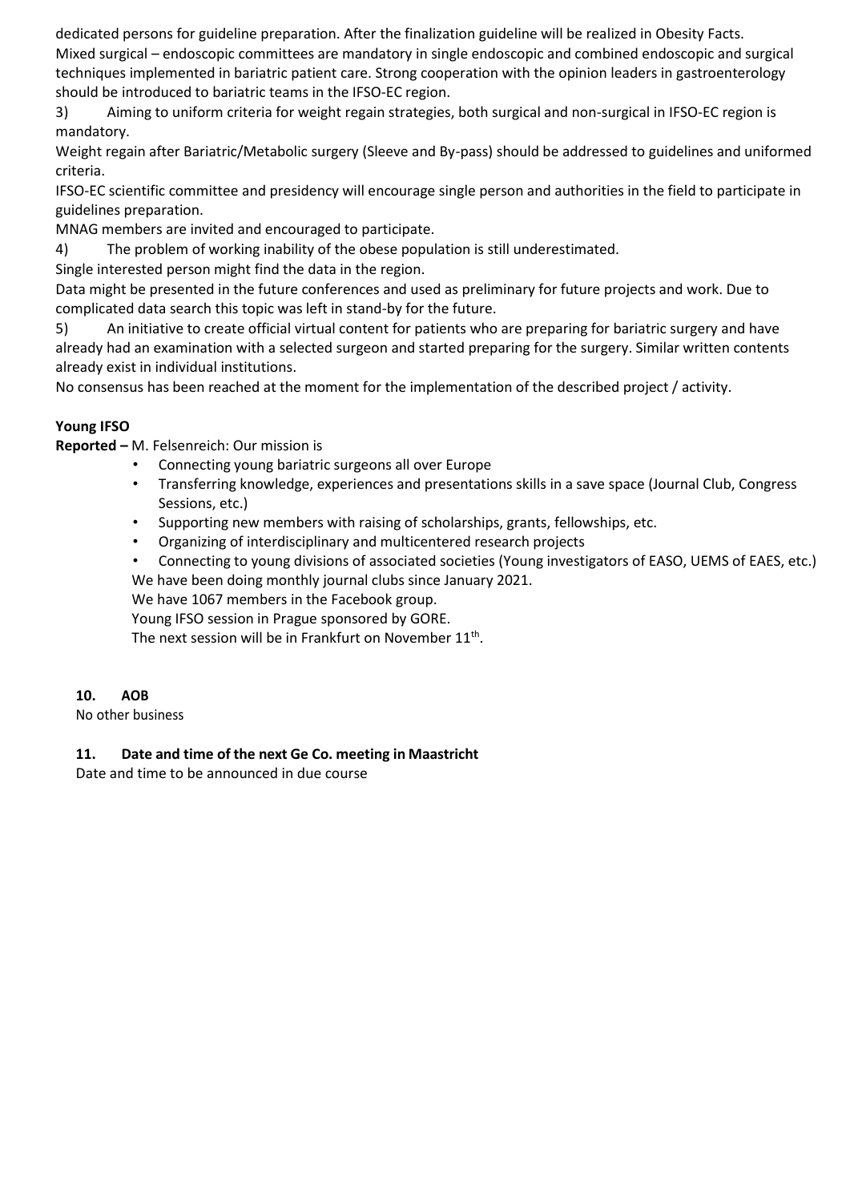dedicated persons for guideline preparation. After the finalization guideline will be realized in Obesity Facts.
Mixed surgical – endoscopic committees are mandatory in single endoscopic and combined endoscopic and surgical techniques implemented in bariatric patient care. Strong cooperation with the opinion leaders in gastroenterology should be introduced to bariatric teams in the IFSO-EC region.

3) Aiming to uniform criteria for weight regain strategies, both surgical and non-surgical in IFSO-EC region is mandatory.

Weight regain after Bariatric/Metabolic surgery (Sleeve and By-pass) should be addressed to guidelines and uniformed criteria.

IFSO-EC scientific committee and presidency will encourage single person and authorities in the field to participate in guidelines preparation.

MNAG members are invited and encouraged to participate.

4) The problem of working inability of the obese population is still underestimated.

Single interested person might find the data in the region.

Data might be presented in the future conferences and used as preliminary for future projects and work. Due to complicated data search this topic was left in stand-by for the future.

5) An initiative to create official virtual content for patients who are preparing for bariatric surgery and have already had an examination with a selected surgeon and started preparing for the surgery. Similar written contents already exist in individual institutions.

No consensus has been reached at the moment for the implementation of the described project / activity.

**Young IFSO**

**Reported –** M. Felsenreich: Our mission is

- Connecting young bariatric surgeons all over Europe
- Transferring knowledge, experiences and presentations skills in a save space (Journal Club, Congress Sessions, etc.)
- Supporting new members with raising of scholarships, grants, fellowships, etc.
- Organizing of interdisciplinary and multicentered research projects
- Connecting to young divisions of associated societies (Young investigators of EASO, UEMS of EAES, etc.)

We have been doing monthly journal clubs since January 2021.

We have 1067 members in the Facebook group.

Young IFSO session in Prague sponsored by GORE.

The next session will be in Frankfurt on November 11th.

## 10. AOB

No other business

## 11. Date and time of the next Ge Co. meeting in Maastricht

Date and time to be announced in due course